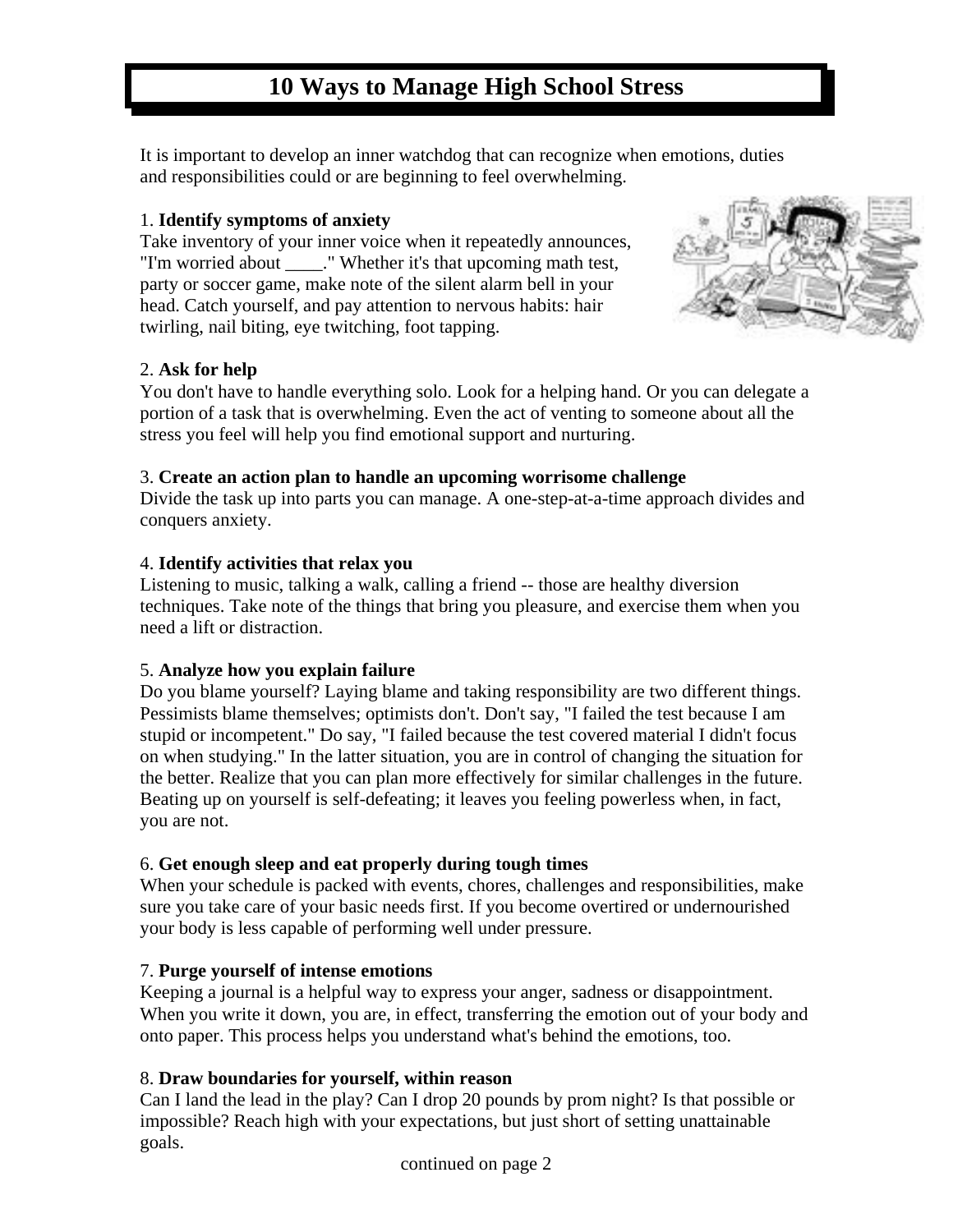# 10 Ways to Manage High School Stress

It is important to develop an inner watchdog that can recognize when emotions, duties and responsibilities could or are beginning to feel overwhelming.

1. **Identify symptoms of anxiety**
Take inventory of your inner voice when it repeatedly announces, "I'm worried about ____." Whether it's that upcoming math test, party or soccer game, make note of the silent alarm bell in your head. Catch yourself, and pay attention to nervous habits: hair twirling, nail biting, eye twitching, foot tapping.

2. **Ask for help**
You don't have to handle everything solo. Look for a helping hand. Or you can delegate a portion of a task that is overwhelming. Even the act of venting to someone about all the stress you feel will help you find emotional support and nurturing.

3. **Create an action plan to handle an upcoming worrisome challenge**
Divide the task up into parts you can manage. A one-step-at-a-time approach divides and conquers anxiety.

4. **Identify activities that relax you**
Listening to music, talking a walk, calling a friend -- those are healthy diversion techniques. Take note of the things that bring you pleasure, and exercise them when you need a lift or distraction.

5. **Analyze how you explain failure**
Do you blame yourself? Laying blame and taking responsibility are two different things. Pessimists blame themselves; optimists don't. Don't say, "I failed the test because I am stupid or incompetent." Do say, "I failed because the test covered material I didn't focus on when studying." In the latter situation, you are in control of changing the situation for the better. Realize that you can plan more effectively for similar challenges in the future. Beating up on yourself is self-defeating; it leaves you feeling powerless when, in fact, you are not.

6. **Get enough sleep and eat properly during tough times**
When your schedule is packed with events, chores, challenges and responsibilities, make sure you take care of your basic needs first. If you become overtired or undernourished your body is less capable of performing well under pressure.

7. **Purge yourself of intense emotions**
Keeping a journal is a helpful way to express your anger, sadness or disappointment. When you write it down, you are, in effect, transferring the emotion out of your body and onto paper. This process helps you understand what's behind the emotions, too.

8. **Draw boundaries for yourself, within reason**
Can I land the lead in the play? Can I drop 20 pounds by prom night? Is that possible or impossible? Reach high with your expectations, but just short of setting unattainable goals.

continued on page 2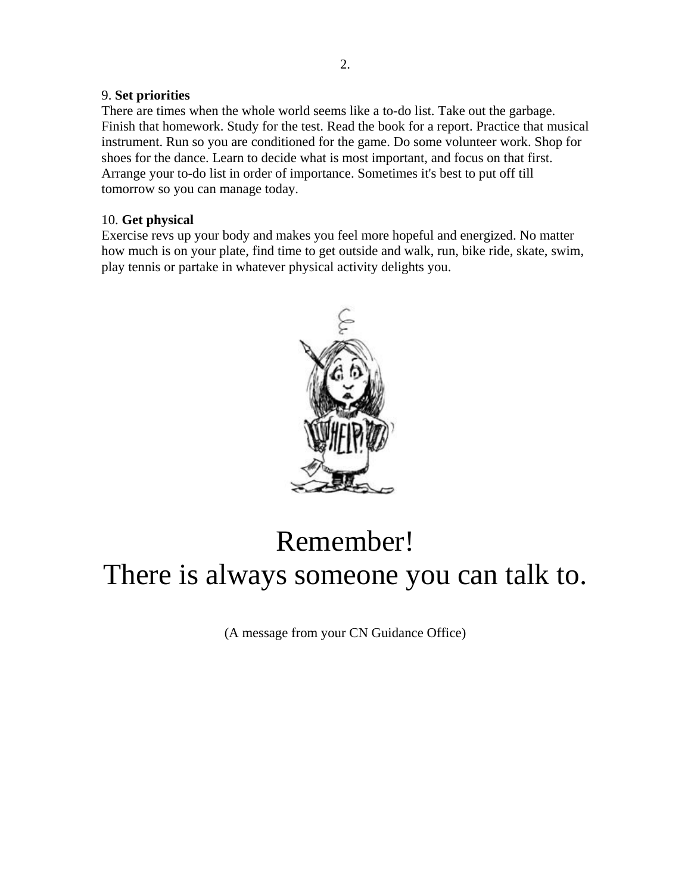9. **Set priorities**
There are times when the whole world seems like a to-do list. Take out the garbage. Finish that homework. Study for the test. Read the book for a report. Practice that musical instrument. Run so you are conditioned for the game. Do some volunteer work. Shop for shoes for the dance. Learn to decide what is most important, and focus on that first. Arrange your to-do list in order of importance. Sometimes it's best to put off till tomorrow so you can manage today.

10. **Get physical**
Exercise revs up your body and makes you feel more hopeful and energized. No matter how much is on your plate, find time to get outside and walk, run, bike ride, skate, swim, play tennis or partake in whatever physical activity delights you.

# Remember!
# There is always someone you can talk to.

(A message from your CN Guidance Office)